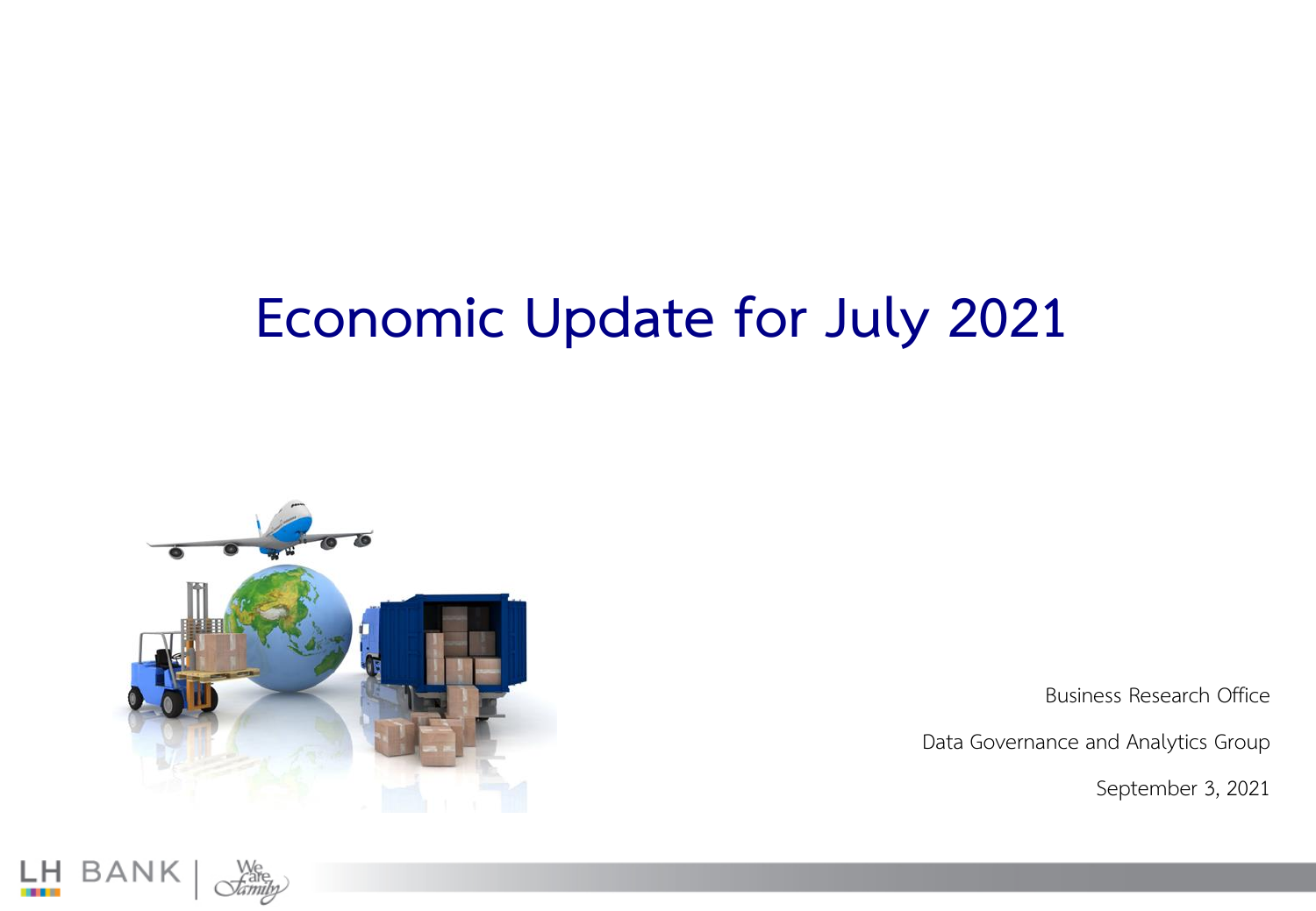# Economic Update for July 2021

Business Research Office

Data Governance and Analytics Group

September 3, 2021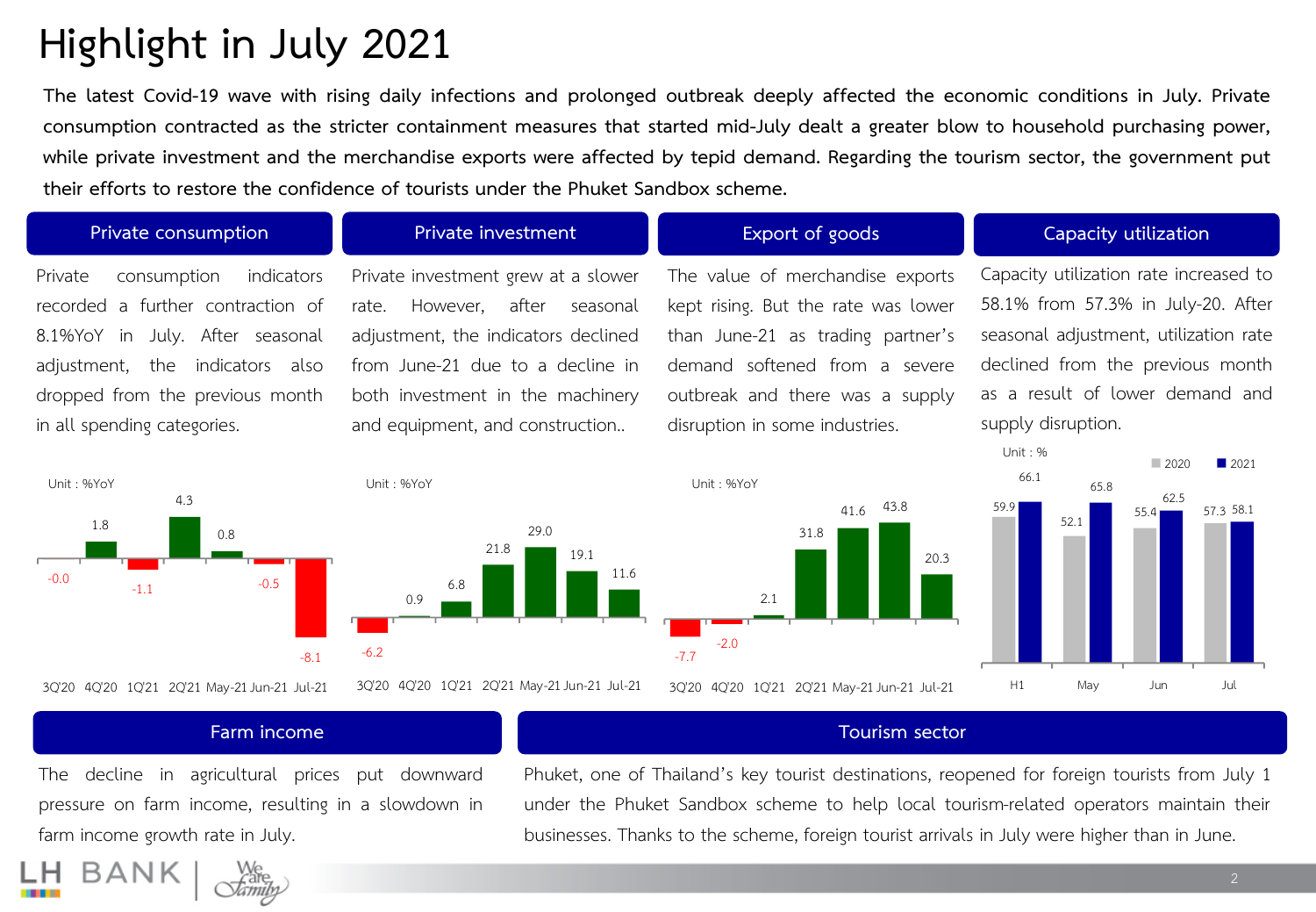# Highlight in July 2021

**The latest Covid-19 wave with rising daily infections and prolonged outbreak deeply affected the economic conditions in July. Private consumption contracted as the stricter containment measures that started mid-July dealt a greater blow to household purchasing power, while private investment and the merchandise exports were affected by tepid demand. Regarding the tourism sector, the government put their efforts to restore the confidence of tourists under the Phuket Sandbox scheme.**

## Private consumption

Private consumption indicators recorded a further contraction of 8.1%YoY in July. After seasonal adjustment, the indicators also dropped from the previous month in all spending categories.

Unit : %YoY

| 3Q'20 | 4Q'20 | 1Q'21 | 2Q'21 | May-21 | Jun-21 | Jul-21 |
|---|---|---|---|---|---|---|
| -0.0 | 1.8 | -1.1 | 4.3 | 0.8 | -0.5 | -8.1 |

## Private investment

Private investment grew at a slower rate. However, after seasonal adjustment, the indicators declined from June-21 due to a decline in both investment in the machinery and equipment, and construction..

Unit : %YoY

| 3Q'20 | 4Q'20 | 1Q'21 | 2Q'21 | May-21 | Jun-21 | Jul-21 |
|---|---|---|---|---|---|---|
| -6.2 | 0.9 | 6.8 | 21.8 | 29.0 | 19.1 | 11.6 |

## Export of goods

The value of merchandise exports kept rising. But the rate was lower than June-21 as trading partner's demand softened from a severe outbreak and there was a supply disruption in some industries.

Unit : %YoY

| 3Q'20 | 4Q'20 | 1Q'21 | 2Q'21 | May-21 | Jun-21 | Jul-21 |
|---|---|---|---|---|---|---|
| -7.7 | -2.0 | 2.1 | 31.8 | 41.6 | 43.8 | 20.3 |

## Capacity utilization

Capacity utilization rate increased to 58.1% from 57.3% in July-20. After seasonal adjustment, utilization rate declined from the previous month as a result of lower demand and supply disruption.

Unit : %

| | H1 | May | Jun | Jul |
|---|---|---|---|---|
| 2020 | 59.9 | 52.1 | 55.4 | 57.3 |
| 2021 | 66.1 | 65.8 | 62.5 | 58.1 |

## Farm income

The decline in agricultural prices put downward pressure on farm income, resulting in a slowdown in farm income growth rate in July.

## Tourism sector

Phuket, one of Thailand's key tourist destinations, reopened for foreign tourists from July 1 under the Phuket Sandbox scheme to help local tourism-related operators maintain their businesses. Thanks to the scheme, foreign tourist arrivals in July were higher than in June.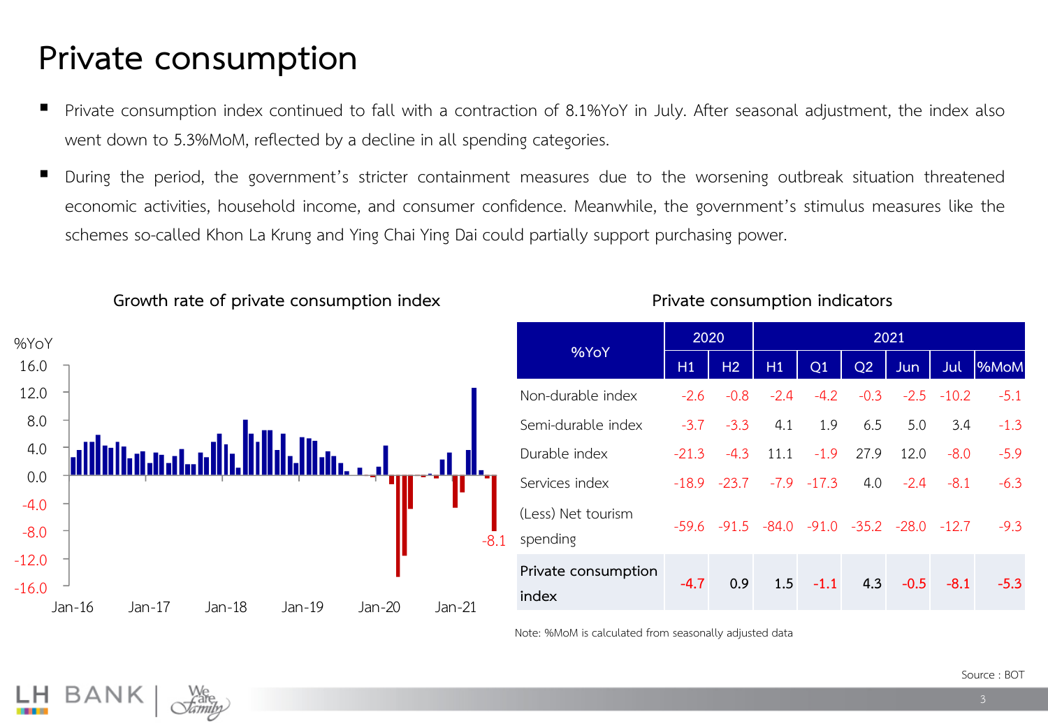# Private consumption

- Private consumption index continued to fall with a contraction of 8.1%YoY in July. After seasonal adjustment, the index also went down to 5.3%MoM, reflected by a decline in all spending categories.
- During the period, the government's stricter containment measures due to the worsening outbreak situation threatened economic activities, household income, and consumer confidence. Meanwhile, the government's stimulus measures like the schemes so-called Khon La Krung and Ying Chai Ying Dai could partially support purchasing power.

**Growth rate of private consumption index**

%YoY

-8.1

**Private consumption indicators**

| %YoY | 2020 | | 2021 | | | | | |
|---|---|---|---|---|---|---|---|---|
| | H1 | H2 | H1 | Q1 | Q2 | Jun | Jul | %MoM |
| Non-durable index | -2.6 | -0.8 | -2.4 | -4.2 | -0.3 | -2.5 | -10.2 | -5.1 |
| Semi-durable index | -3.7 | -3.3 | 4.1 | 1.9 | 6.5 | 5.0 | 3.4 | -1.3 |
| Durable index | -21.3 | -4.3 | 11.1 | -1.9 | 27.9 | 12.0 | -8.0 | -5.9 |
| Services index | -18.9 | -23.7 | -7.9 | -17.3 | 4.0 | -2.4 | -8.1 | -6.3 |
| (Less) Net tourism spending | -59.6 | -91.5 | -84.0 | -91.0 | -35.2 | -28.0 | -12.7 | -9.3 |
| **Private consumption index** | **-4.7** | **0.9** | **1.5** | **-1.1** | **4.3** | **-0.5** | **-8.1** | **-5.3** |

Note: %MoM is calculated from seasonally adjusted data

Source : BOT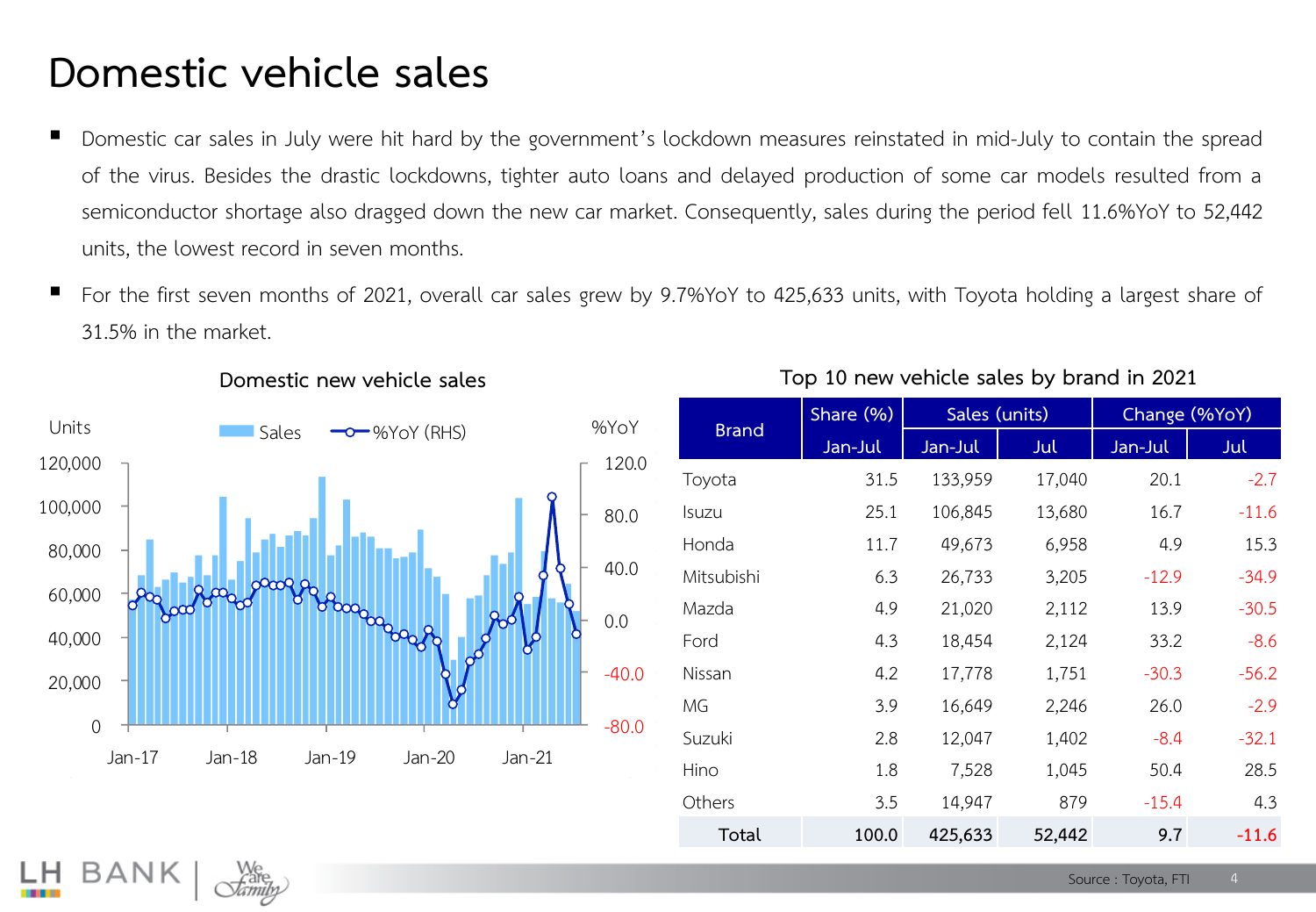# Domestic vehicle sales

- Domestic car sales in July were hit hard by the government's lockdown measures reinstated in mid-July to contain the spread of the virus. Besides the drastic lockdowns, tighter auto loans and delayed production of some car models resulted from a semiconductor shortage also dragged down the new car market. Consequently, sales during the period fell 11.6%YoY to 52,442 units, the lowest record in seven months.
- For the first seven months of 2021, overall car sales grew by 9.7%YoY to 425,633 units, with Toyota holding a largest share of 31.5% in the market.

**Domestic new vehicle sales**

Units | Sales | %YoY (RHS) | %YoY

**Top 10 new vehicle sales by brand in 2021**

| Brand | Share (%) | Sales (units) | | Change (%YoY) | |
|---|---|---|---|---|---|
| | Jan-Jul | Jan-Jul | Jul | Jan-Jul | Jul |
| Toyota | 31.5 | 133,959 | 17,040 | 20.1 | -2.7 |
| Isuzu | 25.1 | 106,845 | 13,680 | 16.7 | -11.6 |
| Honda | 11.7 | 49,673 | 6,958 | 4.9 | 15.3 |
| Mitsubishi | 6.3 | 26,733 | 3,205 | -12.9 | -34.9 |
| Mazda | 4.9 | 21,020 | 2,112 | 13.9 | -30.5 |
| Ford | 4.3 | 18,454 | 2,124 | 33.2 | -8.6 |
| Nissan | 4.2 | 17,778 | 1,751 | -30.3 | -56.2 |
| MG | 3.9 | 16,649 | 2,246 | 26.0 | -2.9 |
| Suzuki | 2.8 | 12,047 | 1,402 | -8.4 | -32.1 |
| Hino | 1.8 | 7,528 | 1,045 | 50.4 | 28.5 |
| Others | 3.5 | 14,947 | 879 | -15.4 | 4.3 |
| **Total** | **100.0** | **425,633** | **52,442** | **9.7** | **-11.6** |

Source : Toyota, FTI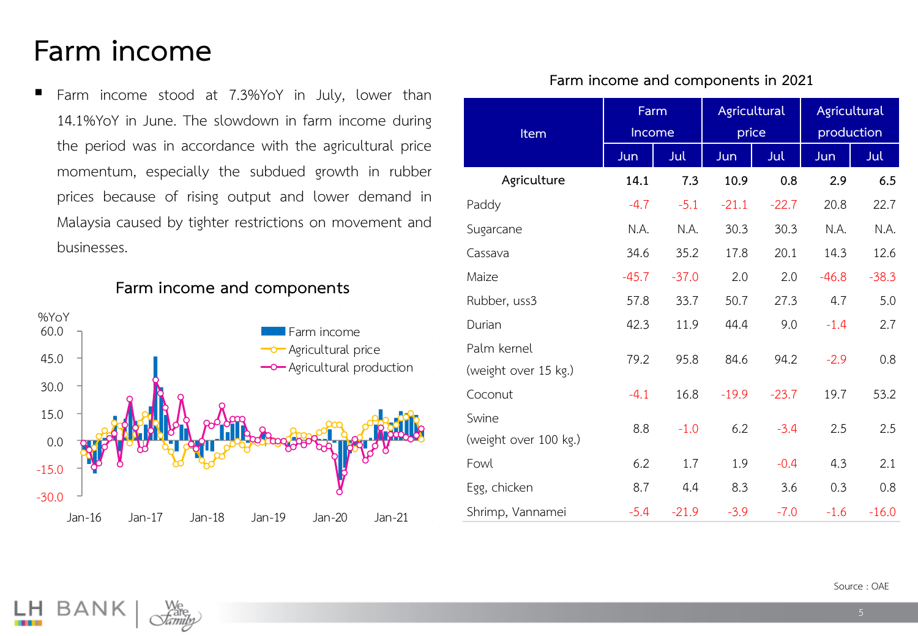# Farm income

- Farm income stood at 7.3%YoY in July, lower than 14.1%YoY in June. The slowdown in farm income during the period was in accordance with the agricultural price momentum, especially the subdued growth in rubber prices because of rising output and lower demand in Malaysia caused by tighter restrictions on movement and businesses.

### Farm income and components

%YoY

Farm income

Agricultural price

Agricultural production

### Farm income and components in 2021

| Item | Farm Income | | Agricultural price | | Agricultural production | |
|---|---|---|---|---|---|---|
| | Jun | Jul | Jun | Jul | Jun | Jul |
| **Agriculture** | **14.1** | **7.3** | **10.9** | **0.8** | **2.9** | **6.5** |
| Paddy | -4.7 | -5.1 | -21.1 | -22.7 | 20.8 | 22.7 |
| Sugarcane | N.A. | N.A. | 30.3 | 30.3 | N.A. | N.A. |
| Cassava | 34.6 | 35.2 | 17.8 | 20.1 | 14.3 | 12.6 |
| Maize | -45.7 | -37.0 | 2.0 | 2.0 | -46.8 | -38.3 |
| Rubber, uss3 | 57.8 | 33.7 | 50.7 | 27.3 | 4.7 | 5.0 |
| Durian | 42.3 | 11.9 | 44.4 | 9.0 | -1.4 | 2.7 |
| Palm kernel (weight over 15 kg.) | 79.2 | 95.8 | 84.6 | 94.2 | -2.9 | 0.8 |
| Coconut | -4.1 | 16.8 | -19.9 | -23.7 | 19.7 | 53.2 |
| Swine (weight over 100 kg.) | 8.8 | -1.0 | 6.2 | -3.4 | 2.5 | 2.5 |
| Fowl | 6.2 | 1.7 | 1.9 | -0.4 | 4.3 | 2.1 |
| Egg, chicken | 8.7 | 4.4 | 8.3 | 3.6 | 0.3 | 0.8 |
| Shrimp, Vannamei | -5.4 | -21.9 | -3.9 | -7.0 | -1.6 | -16.0 |

Source : OAE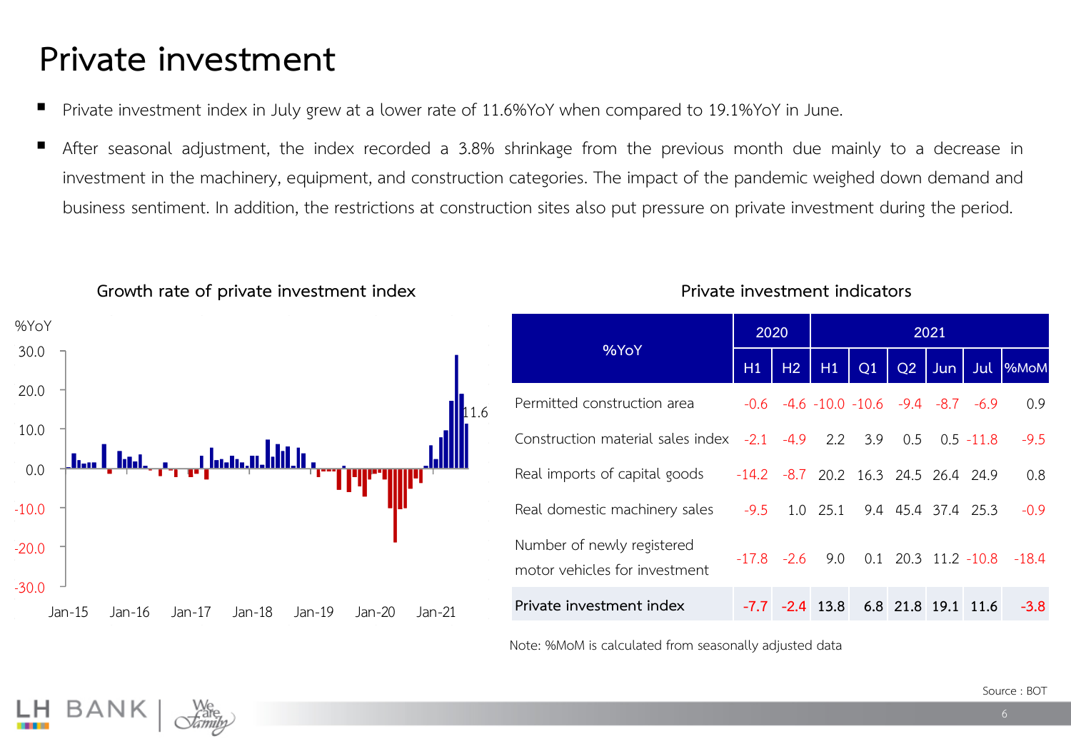# Private investment

- Private investment index in July grew at a lower rate of 11.6%YoY when compared to 19.1%YoY in June.
- After seasonal adjustment, the index recorded a 3.8% shrinkage from the previous month due mainly to a decrease in investment in the machinery, equipment, and construction categories. The impact of the pandemic weighed down demand and business sentiment. In addition, the restrictions at construction sites also put pressure on private investment during the period.

**Growth rate of private investment index**

%YoY

30.0
20.0
10.0
0.0
-10.0
-20.0
-30.0

Jan-15 Jan-16 Jan-17 Jan-18 Jan-19 Jan-20 Jan-21

11.6

**Private investment indicators**

| %YoY | 2020 | | 2021 | | | | | |
|---|---|---|---|---|---|---|---|---|
| | H1 | H2 | H1 | Q1 | Q2 | Jun | Jul | %MoM |
| Permitted construction area | -0.6 | -4.6 | -10.0 | -10.6 | -9.4 | -8.7 | -6.9 | 0.9 |
| Construction material sales index | -2.1 | -4.9 | 2.2 | 3.9 | 0.5 | 0.5 | -11.8 | -9.5 |
| Real imports of capital goods | -14.2 | -8.7 | 20.2 | 16.3 | 24.5 | 26.4 | 24.9 | 0.8 |
| Real domestic machinery sales | -9.5 | 1.0 | 25.1 | 9.4 | 45.4 | 37.4 | 25.3 | -0.9 |
| Number of newly registered motor vehicles for investment | -17.8 | -2.6 | 9.0 | 0.1 | 20.3 | 11.2 | -10.8 | -18.4 |
| **Private investment index** | **-7.7** | **-2.4** | **13.8** | **6.8** | **21.8** | **19.1** | **11.6** | **-3.8** |

Note: %MoM is calculated from seasonally adjusted data

Source : BOT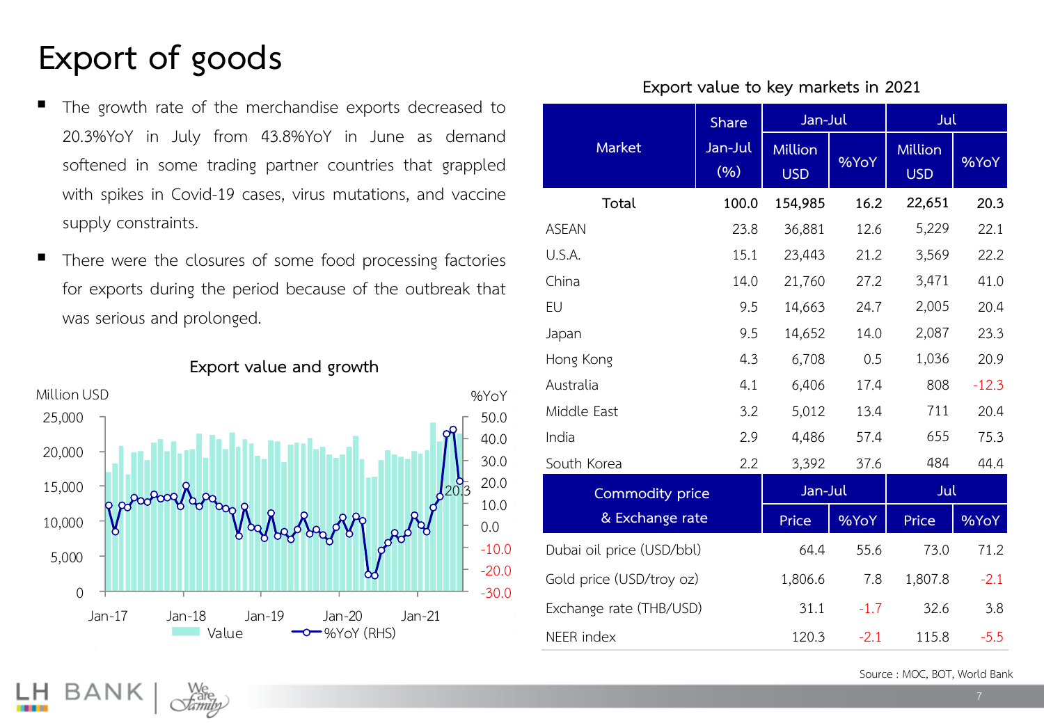# Export of goods

- The growth rate of the merchandise exports decreased to 20.3%YoY in July from 43.8%YoY in June as demand softened in some trading partner countries that grappled with spikes in Covid-19 cases, virus mutations, and vaccine supply constraints.
- There were the closures of some food processing factories for exports during the period because of the outbreak that was serious and prolonged.

**Export value and growth**

**Export value to key markets in 2021**

| Market | Share Jan-Jul (%) | Jan-Jul Million USD | Jan-Jul %YoY | Jul Million USD | Jul %YoY |
|---|---|---|---|---|---|
| **Total** | **100.0** | **154,985** | **16.2** | **22,651** | **20.3** |
| ASEAN | 23.8 | 36,881 | 12.6 | 5,229 | 22.1 |
| U.S.A. | 15.1 | 23,443 | 21.2 | 3,569 | 22.2 |
| China | 14.0 | 21,760 | 27.2 | 3,471 | 41.0 |
| EU | 9.5 | 14,663 | 24.7 | 2,005 | 20.4 |
| Japan | 9.5 | 14,652 | 14.0 | 2,087 | 23.3 |
| Hong Kong | 4.3 | 6,708 | 0.5 | 1,036 | 20.9 |
| Australia | 4.1 | 6,406 | 17.4 | 808 | -12.3 |
| Middle East | 3.2 | 5,012 | 13.4 | 711 | 20.4 |
| India | 2.9 | 4,486 | 57.4 | 655 | 75.3 |
| South Korea | 2.2 | 3,392 | 37.6 | 484 | 44.4 |

| Commodity price & Exchange rate | Jan-Jul Price | Jan-Jul %YoY | Jul Price | Jul %YoY |
|---|---|---|---|---|
| Dubai oil price (USD/bbl) | 64.4 | 55.6 | 73.0 | 71.2 |
| Gold price (USD/troy oz) | 1,806.6 | 7.8 | 1,807.8 | -2.1 |
| Exchange rate (THB/USD) | 31.1 | -1.7 | 32.6 | 3.8 |
| NEER index | 120.3 | -2.1 | 115.8 | -5.5 |

Source : MOC, BOT, World Bank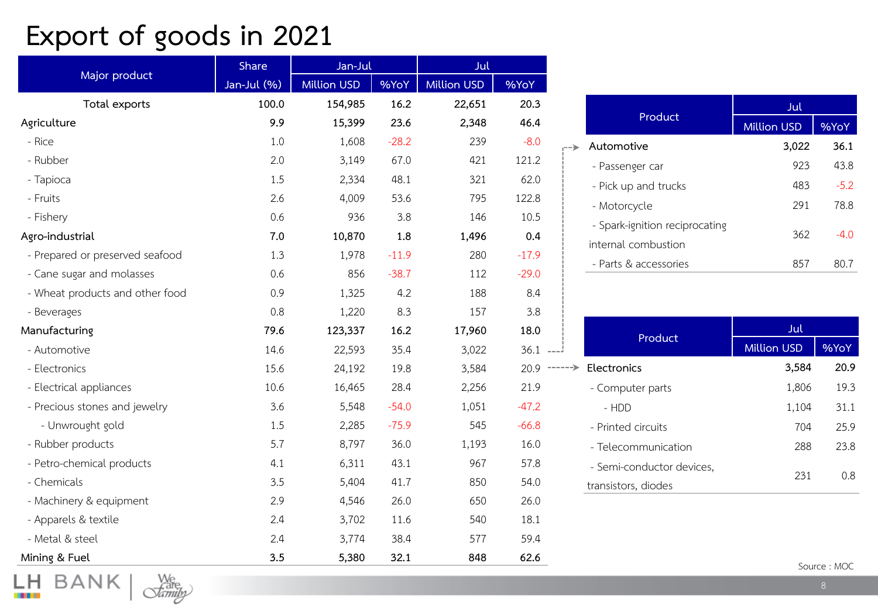# Export of goods in 2021

| Major product | Share Jan-Jul (%) | Jan-Jul | | Jul | |
|---|---|---|---|---|---|
| | | Million USD | %YoY | Million USD | %YoY |
| Total exports | 100.0 | 154,985 | 16.2 | 22,651 | 20.3 |
| **Agriculture** | **9.9** | **15,399** | **23.6** | **2,348** | **46.4** |
| - Rice | 1.0 | 1,608 | -28.2 | 239 | -8.0 |
| - Rubber | 2.0 | 3,149 | 67.0 | 421 | 121.2 |
| - Tapioca | 1.5 | 2,334 | 48.1 | 321 | 62.0 |
| - Fruits | 2.6 | 4,009 | 53.6 | 795 | 122.8 |
| - Fishery | 0.6 | 936 | 3.8 | 146 | 10.5 |
| **Agro-industrial** | **7.0** | **10,870** | **1.8** | **1,496** | **0.4** |
| - Prepared or preserved seafood | 1.3 | 1,978 | -11.9 | 280 | -17.9 |
| - Cane sugar and molasses | 0.6 | 856 | -38.7 | 112 | -29.0 |
| - Wheat products and other food | 0.9 | 1,325 | 4.2 | 188 | 8.4 |
| - Beverages | 0.8 | 1,220 | 8.3 | 157 | 3.8 |
| **Manufacturing** | **79.6** | **123,337** | **16.2** | **17,960** | **18.0** |
| - Automotive | 14.6 | 22,593 | 35.4 | 3,022 | 36.1 |
| - Electronics | 15.6 | 24,192 | 19.8 | 3,584 | 20.9 |
| - Electrical appliances | 10.6 | 16,465 | 28.4 | 2,256 | 21.9 |
| - Precious stones and jewelry | 3.6 | 5,548 | -54.0 | 1,051 | -47.2 |
| - Unwrought gold | 1.5 | 2,285 | -75.9 | 545 | -66.8 |
| - Rubber products | 5.7 | 8,797 | 36.0 | 1,193 | 16.0 |
| - Petro-chemical products | 4.1 | 6,311 | 43.1 | 967 | 57.8 |
| - Chemicals | 3.5 | 5,404 | 41.7 | 850 | 54.0 |
| - Machinery & equipment | 2.9 | 4,546 | 26.0 | 650 | 26.0 |
| - Apparels & textile | 2.4 | 3,702 | 11.6 | 540 | 18.1 |
| - Metal & steel | 2.4 | 3,774 | 38.4 | 577 | 59.4 |
| **Mining & Fuel** | **3.5** | **5,380** | **32.1** | **848** | **62.6** |

| Product | Jul | |
|---|---|---|
| | Million USD | %YoY |
| **Automotive** | **3,022** | **36.1** |
| - Passenger car | 923 | 43.8 |
| - Pick up and trucks | 483 | -5.2 |
| - Motorcycle | 291 | 78.8 |
| - Spark-ignition reciprocating internal combustion | 362 | -4.0 |
| - Parts & accessories | 857 | 80.7 |

| Product | Jul | |
|---|---|---|
| | Million USD | %YoY |
| **Electronics** | **3,584** | **20.9** |
| - Computer parts | 1,806 | 19.3 |
| - HDD | 1,104 | 31.1 |
| - Printed circuits | 704 | 25.9 |
| - Telecommunication | 288 | 23.8 |
| - Semi-conductor devices, transistors, diodes | 231 | 0.8 |

Source : MOC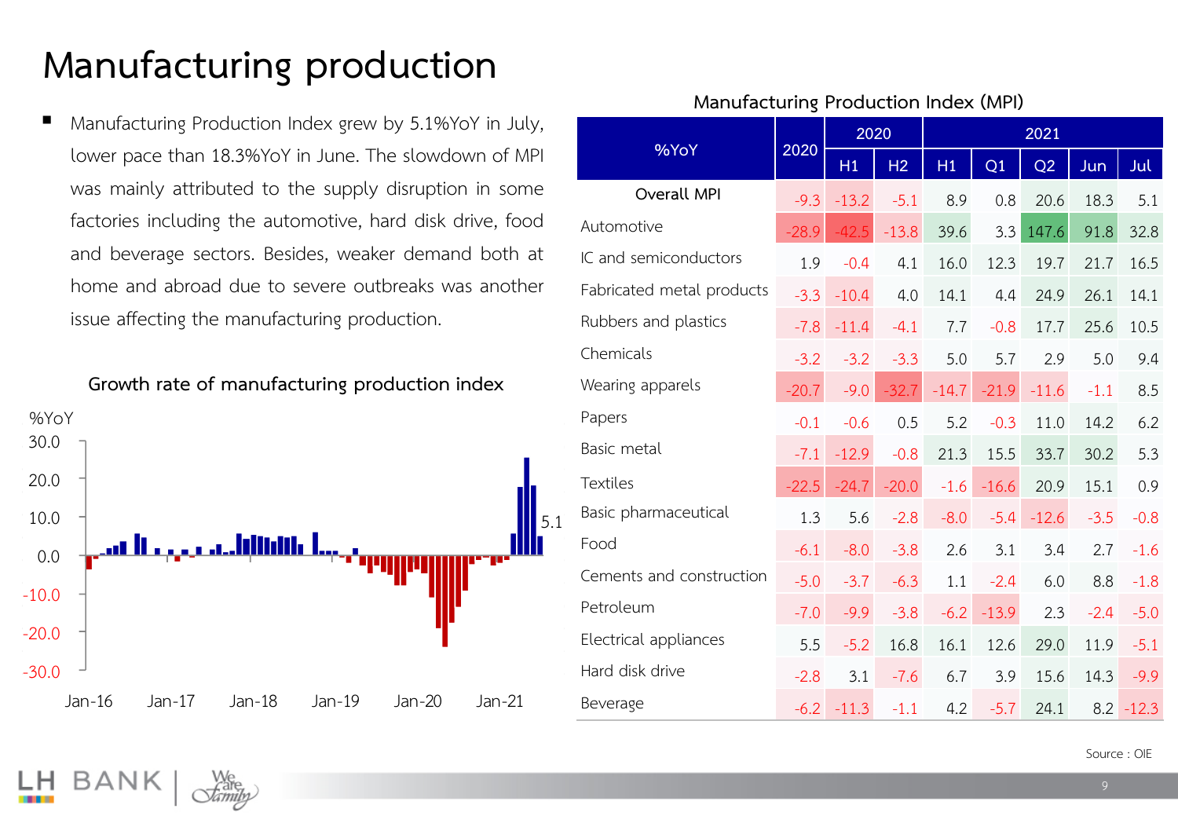# Manufacturing production

- Manufacturing Production Index grew by 5.1%YoY in July, lower pace than 18.3%YoY in June. The slowdown of MPI was mainly attributed to the supply disruption in some factories including the automotive, hard disk drive, food and beverage sectors. Besides, weaker demand both at home and abroad due to severe outbreaks was another issue affecting the manufacturing production.

**Growth rate of manufacturing production index**

**Manufacturing Production Index (MPI)**

| %YoY | 2020 | 2020 | | 2021 | | | | |
|---|---|---|---|---|---|---|---|---|
| | | H1 | H2 | H1 | Q1 | Q2 | Jun | Jul |
| **Overall MPI** | -9.3 | -13.2 | -5.1 | 8.9 | 0.8 | 20.6 | 18.3 | 5.1 |
| Automotive | -28.9 | -42.5 | -13.8 | 39.6 | 3.3 | 147.6 | 91.8 | 32.8 |
| IC and semiconductors | 1.9 | -0.4 | 4.1 | 16.0 | 12.3 | 19.7 | 21.7 | 16.5 |
| Fabricated metal products | -3.3 | -10.4 | 4.0 | 14.1 | 4.4 | 24.9 | 26.1 | 14.1 |
| Rubbers and plastics | -7.8 | -11.4 | -4.1 | 7.7 | -0.8 | 17.7 | 25.6 | 10.5 |
| Chemicals | -3.2 | -3.2 | -3.3 | 5.0 | 5.7 | 2.9 | 5.0 | 9.4 |
| Wearing apparels | -20.7 | -9.0 | -32.7 | -14.7 | -21.9 | -11.6 | -1.1 | 8.5 |
| Papers | -0.1 | -0.6 | 0.5 | 5.2 | -0.3 | 11.0 | 14.2 | 6.2 |
| Basic metal | -7.1 | -12.9 | -0.8 | 21.3 | 15.5 | 33.7 | 30.2 | 5.3 |
| Textiles | -22.5 | -24.7 | -20.0 | -1.6 | -16.6 | 20.9 | 15.1 | 0.9 |
| Basic pharmaceutical | 1.3 | 5.6 | -2.8 | -8.0 | -5.4 | -12.6 | -3.5 | -0.8 |
| Food | -6.1 | -8.0 | -3.8 | 2.6 | 3.1 | 3.4 | 2.7 | -1.6 |
| Cements and construction | -5.0 | -3.7 | -6.3 | 1.1 | -2.4 | 6.0 | 8.8 | -1.8 |
| Petroleum | -7.0 | -9.9 | -3.8 | -6.2 | -13.9 | 2.3 | -2.4 | -5.0 |
| Electrical appliances | 5.5 | -5.2 | 16.8 | 16.1 | 12.6 | 29.0 | 11.9 | -5.1 |
| Hard disk drive | -2.8 | 3.1 | -7.6 | 6.7 | 3.9 | 15.6 | 14.3 | -9.9 |
| Beverage | -6.2 | -11.3 | -1.1 | 4.2 | -5.7 | 24.1 | 8.2 | -12.3 |

Source : OIE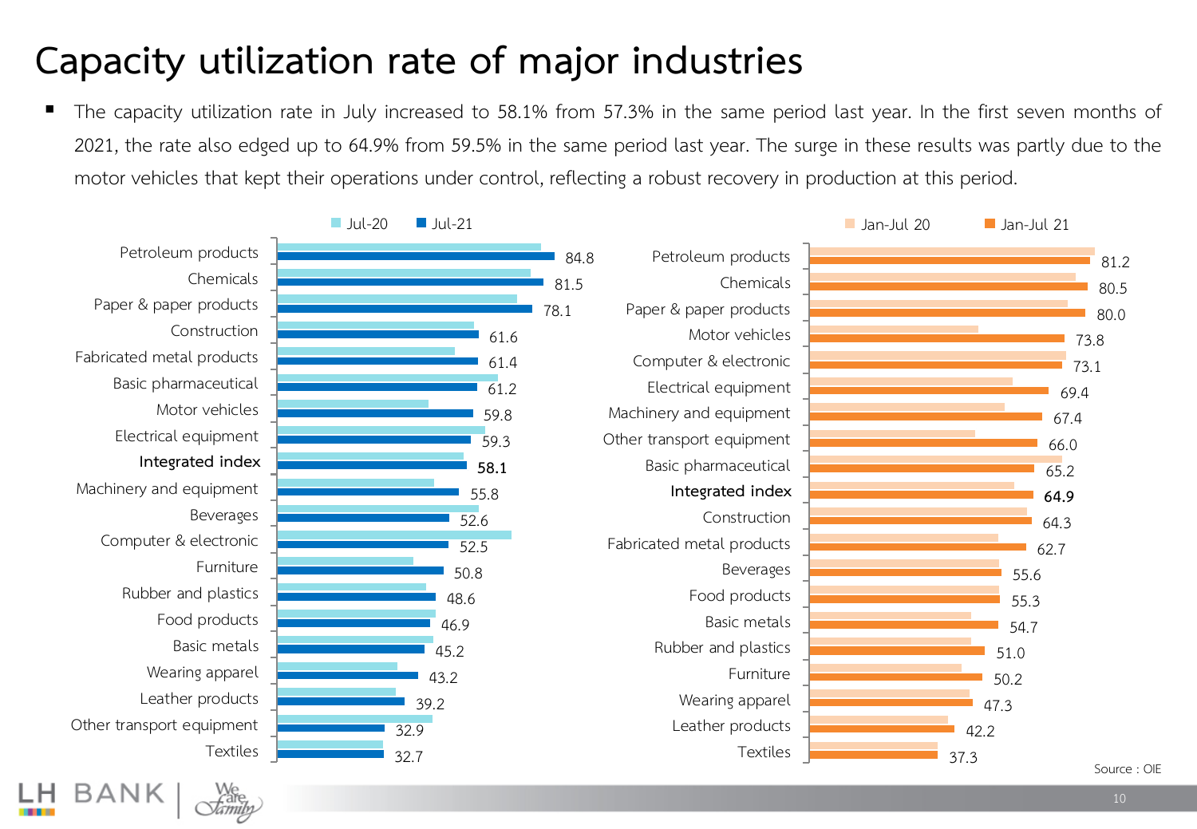# Capacity utilization rate of major industries

- The capacity utilization rate in July increased to 58.1% from 57.3% in the same period last year. In the first seven months of 2021, the rate also edged up to 64.9% from 59.5% in the same period last year. The surge in these results was partly due to the motor vehicles that kept their operations under control, reflecting a robust recovery in production at this period.

| Industry | Jul-21 |
|---|---|
| Petroleum products | 84.8 |
| Chemicals | 81.5 |
| Paper & paper products | 78.1 |
| Construction | 61.6 |
| Fabricated metal products | 61.4 |
| Basic pharmaceutical | 61.2 |
| Motor vehicles | 59.8 |
| Electrical equipment | 59.3 |
| **Integrated index** | **58.1** |
| Machinery and equipment | 55.8 |
| Beverages | 52.6 |
| Computer & electronic | 52.5 |
| Furniture | 50.8 |
| Rubber and plastics | 48.6 |
| Food products | 46.9 |
| Basic metals | 45.2 |
| Wearing apparel | 43.2 |
| Leather products | 39.2 |
| Other transport equipment | 32.9 |
| Textiles | 32.7 |

| Industry | Jan-Jul 21 |
|---|---|
| Petroleum products | 81.2 |
| Chemicals | 80.5 |
| Paper & paper products | 80.0 |
| Motor vehicles | 73.8 |
| Computer & electronic | 73.1 |
| Electrical equipment | 69.4 |
| Machinery and equipment | 67.4 |
| Other transport equipment | 66.0 |
| Basic pharmaceutical | 65.2 |
| **Integrated index** | **64.9** |
| Construction | 64.3 |
| Fabricated metal products | 62.7 |
| Beverages | 55.6 |
| Food products | 55.3 |
| Basic metals | 54.7 |
| Rubber and plastics | 51.0 |
| Furniture | 50.2 |
| Wearing apparel | 47.3 |
| Leather products | 42.2 |
| Textiles | 37.3 |

Source : OIE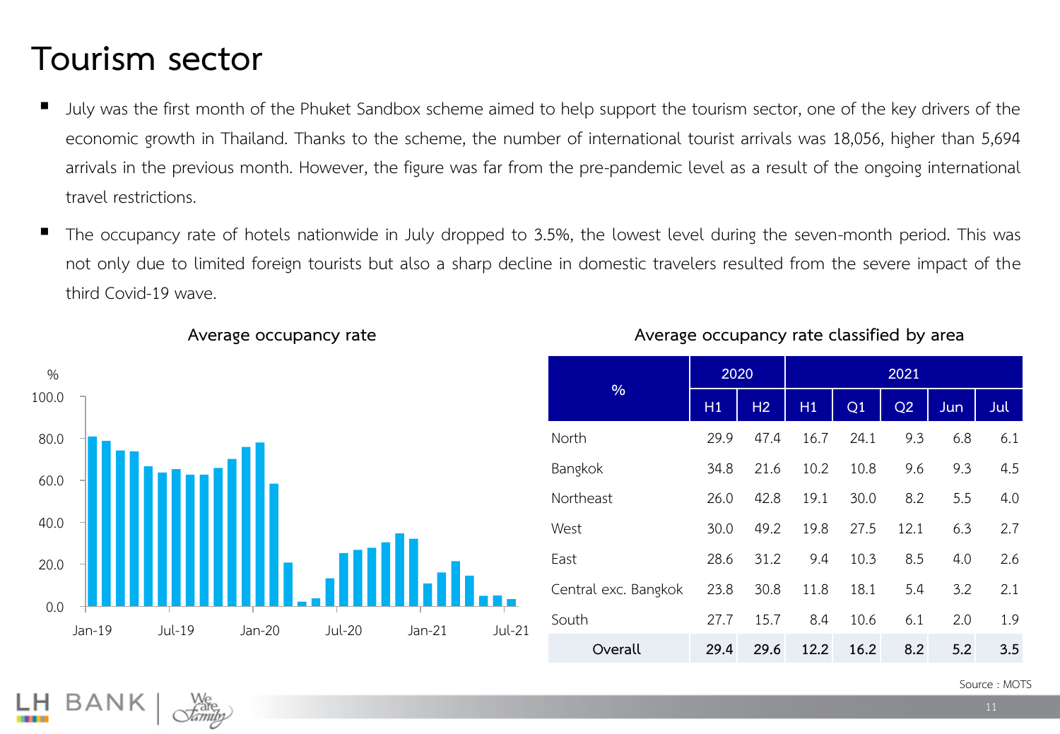# Tourism sector

- July was the first month of the Phuket Sandbox scheme aimed to help support the tourism sector, one of the key drivers of the economic growth in Thailand. Thanks to the scheme, the number of international tourist arrivals was 18,056, higher than 5,694 arrivals in the previous month. However, the figure was far from the pre-pandemic level as a result of the ongoing international travel restrictions.
- The occupancy rate of hotels nationwide in July dropped to 3.5%, the lowest level during the seven-month period. This was not only due to limited foreign tourists but also a sharp decline in domestic travelers resulted from the severe impact of the third Covid-19 wave.

**Average occupancy rate**

**Average occupancy rate classified by area**

| % | 2020 | | 2021 | | | | |
|---|---|---|---|---|---|---|---|
| | H1 | H2 | H1 | Q1 | Q2 | Jun | Jul |
| North | 29.9 | 47.4 | 16.7 | 24.1 | 9.3 | 6.8 | 6.1 |
| Bangkok | 34.8 | 21.6 | 10.2 | 10.8 | 9.6 | 9.3 | 4.5 |
| Northeast | 26.0 | 42.8 | 19.1 | 30.0 | 8.2 | 5.5 | 4.0 |
| West | 30.0 | 49.2 | 19.8 | 27.5 | 12.1 | 6.3 | 2.7 |
| East | 28.6 | 31.2 | 9.4 | 10.3 | 8.5 | 4.0 | 2.6 |
| Central exc. Bangkok | 23.8 | 30.8 | 11.8 | 18.1 | 5.4 | 3.2 | 2.1 |
| South | 27.7 | 15.7 | 8.4 | 10.6 | 6.1 | 2.0 | 1.9 |
| **Overall** | **29.4** | **29.6** | **12.2** | **16.2** | **8.2** | **5.2** | **3.5** |

Source : MOTS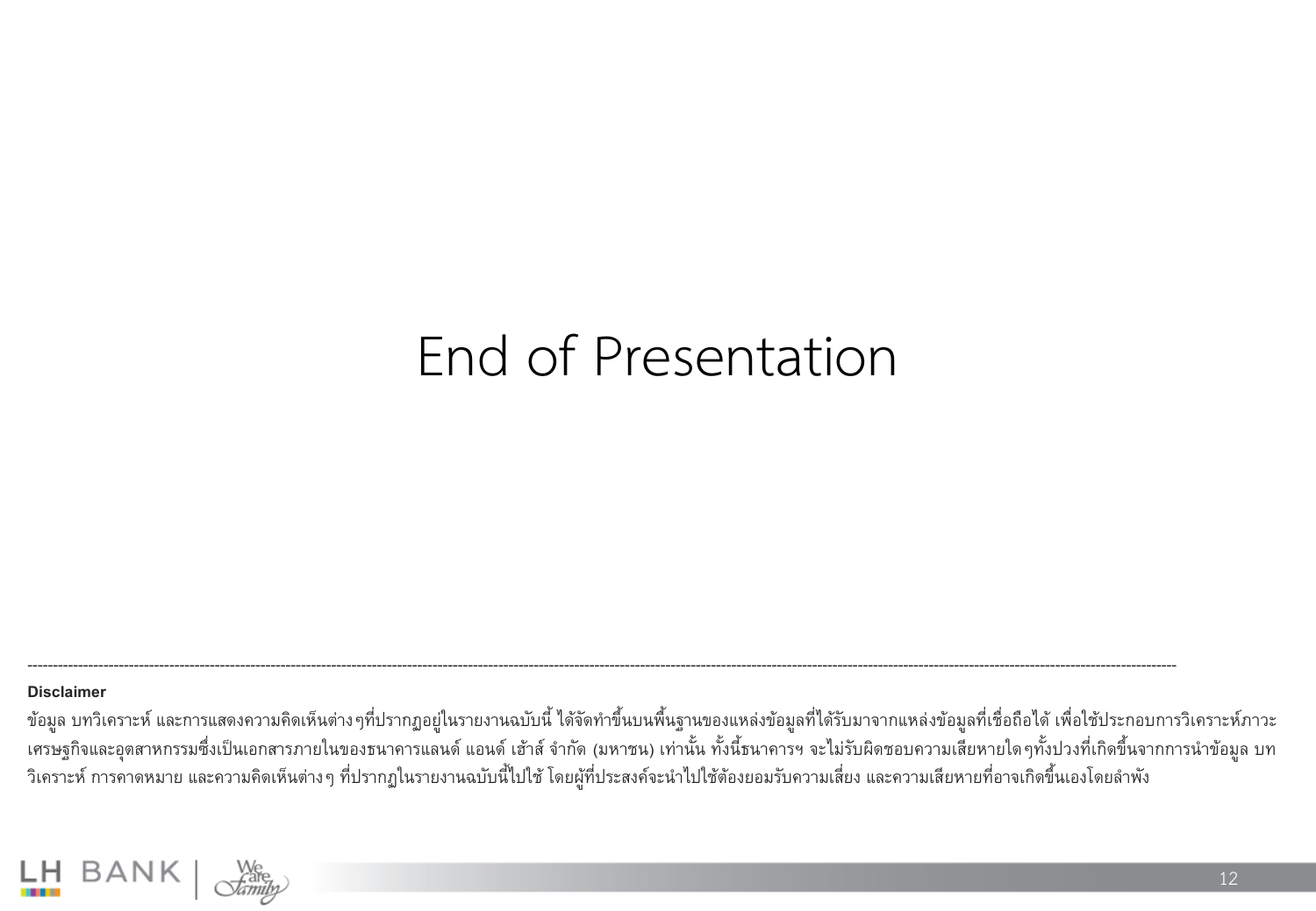# End of Presentation

---

**Disclaimer**

ข้อมูล บทวิเคราะห์ และการแสดงความคิดเห็นต่างๆที่ปรากฏอยู่ในรายงานฉบับนี้ ได้จัดทำขึ้นบนพื้นฐานของแหล่งข้อมูลที่ได้รับมาจากแหล่งข้อมูลที่เชื่อถือได้ เพื่อใช้ประกอบการวิเคราะห์ภาวะเศรษฐกิจและอุตสาหกรรมซึ่งเป็นเอกสารภายในของธนาคารแลนด์ แอนด์ เฮ้าส์ จำกัด (มหาชน) เท่านั้น ทั้งนี้ธนาคารฯ จะไม่รับผิดชอบความเสียหายใดๆทั้งปวงที่เกิดขึ้นจากการนำข้อมูล บทวิเคราะห์ การคาดหมาย และความคิดเห็นต่างๆ ที่ปรากฏในรายงานฉบับนี้ไปใช้ โดยผู้ที่ประสงค์จะนำไปใช้ต้องยอมรับความเสี่ยง และความเสียหายที่อาจเกิดขึ้นเองโดยลำพัง

LH BANK | We are Family